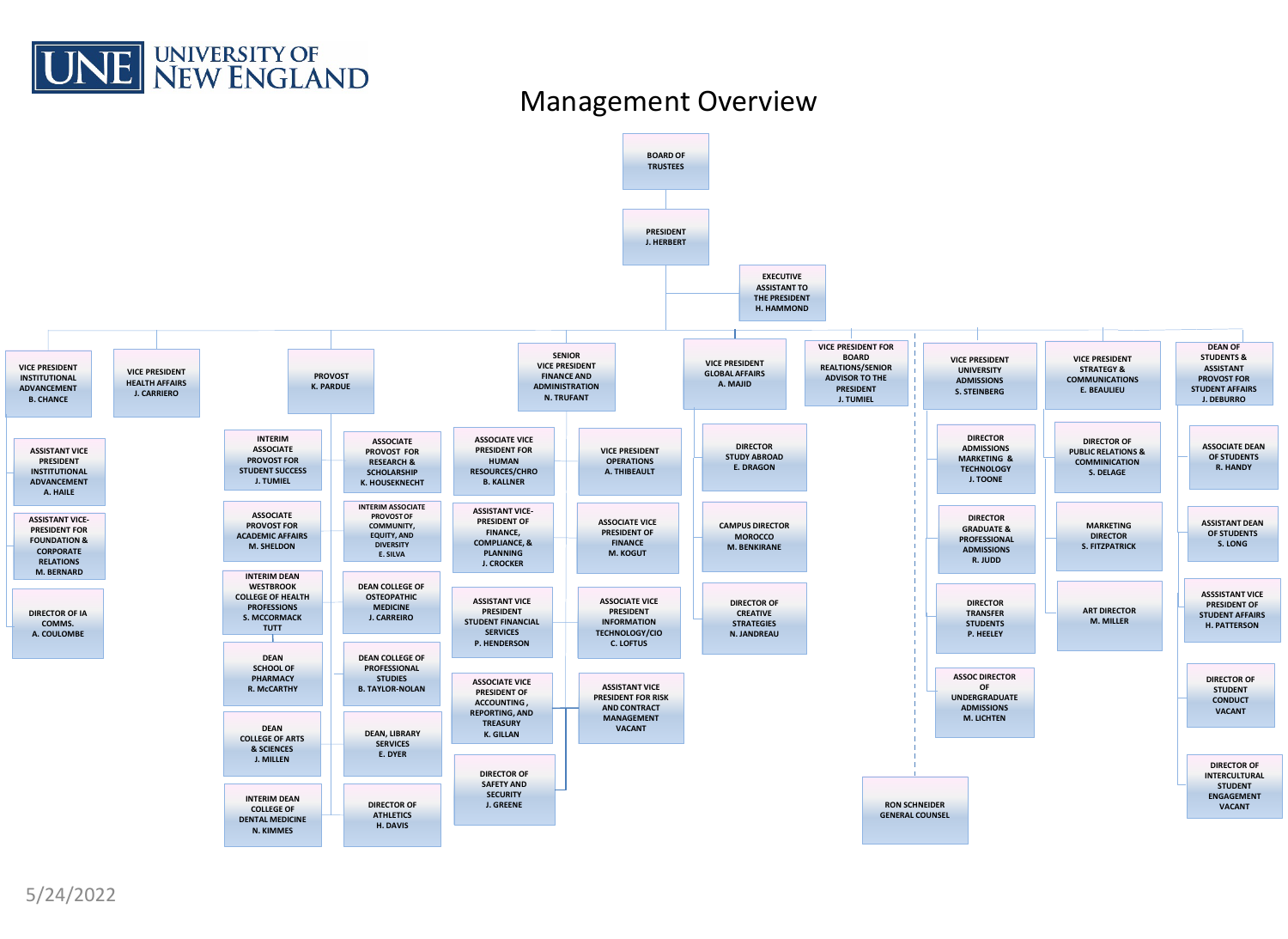# UNE University of New England

## Management Overview

- **BOARD OF TRUSTEES**
  - **PRESIDENT** – J. HERBERT
    - EXECUTIVE ASSISTANT TO THE PRESIDENT – H. HAMMOND
    - **VICE PRESIDENT INSTITUTIONAL ADVANCEMENT** – B. CHANCE
      - ASSISTANT VICE PRESIDENT INSTITUTIONAL ADVANCEMENT – A. HAILE
      - ASSISTANT VICE-PRESIDENT FOR FOUNDATION & CORPORATE RELATIONS – M. BERNARD
      - DIRECTOR OF IA COMMS. – A. COULOMBE
    - **VICE PRESIDENT HEALTH AFFAIRS** – J. CARRIERO
    - **PROVOST** – K. PARDUE
      - INTERIM ASSOCIATE PROVOST FOR STUDENT SUCCESS – J. TUMIEL
      - ASSOCIATE PROVOST FOR ACADEMIC AFFAIRS – M. SHELDON
      - INTERIM DEAN WESTBROOK COLLEGE OF HEALTH PROFESSIONS – S. MCCORMACK TUTT
      - DEAN SCHOOL OF PHARMACY – R. McCARTHY
      - DEAN COLLEGE OF ARTS & SCIENCES – J. MILLEN
      - INTERIM DEAN COLLEGE OF DENTAL MEDICINE – N. KIMMES
      - ASSOCIATE PROVOST FOR RESEARCH & SCHOLARSHIP – K. HOUSEKNECHT
      - INTERIM ASSOCIATE PROVOST OF COMMUNITY, EQUITY, AND DIVERSITY – E. SILVA
      - DEAN COLLEGE OF OSTEOPATHIC MEDICINE – J. CARREIRO
      - DEAN COLLEGE OF PROFESSIONAL STUDIES – B. TAYLOR-NOLAN
      - DEAN, LIBRARY SERVICES – E. DYER
      - DIRECTOR OF ATHLETICS – H. DAVIS
    - **SENIOR VICE PRESIDENT FINANCE AND ADMINISTRATION** – N. TRUFANT
      - ASSOCIATE VICE PRESIDENT FOR HUMAN RESOURCES/CHRO – B. KALLNER
      - ASSISTANT VICE-PRESIDENT OF FINANCE, COMPLIANCE, & PLANNING – J. CROCKER
      - ASSISTANT VICE PRESIDENT STUDENT FINANCIAL SERVICES – P. HENDERSON
      - ASSOCIATE VICE PRESIDENT OF ACCOUNTING, REPORTING, AND TREASURY – K. GILLAN
      - DIRECTOR OF SAFETY AND SECURITY – J. GREENE
      - VICE PRESIDENT OPERATIONS – A. THIBEAULT
      - ASSOCIATE VICE PRESIDENT OF FINANCE – M. KOGUT
      - ASSOCIATE VICE PRESIDENT INFORMATION TECHNOLOGY/CIO – C. LOFTUS
      - ASSISTANT VICE PRESIDENT FOR RISK AND CONTRACT MANAGEMENT – VACANT
    - **VICE PRESIDENT GLOBAL AFFAIRS** – A. MAJID
      - DIRECTOR STUDY ABROAD – E. DRAGON
      - CAMPUS DIRECTOR MOROCCO – M. BENKIRANE
      - DIRECTOR OF CREATIVE STRATEGIES – N. JANDREAU
    - **VICE PRESIDENT FOR BOARD REALTIONS/SENIOR ADVISOR TO THE PRESIDENT** – J. TUMIEL
    - RON SCHNEIDER – GENERAL COUNSEL
    - **VICE PRESIDENT UNIVERSITY ADMISSIONS** – S. STEINBERG
      - DIRECTOR ADMISSIONS MARKETING & TECHNOLOGY – J. TOONE
      - DIRECTOR GRADUATE & PROFESSIONAL ADMISSIONS – R. JUDD
      - DIRECTOR TRANSFER STUDENTS – P. HEELEY
      - ASSOC DIRECTOR OF UNDERGRADUATE ADMISSIONS – M. LICHTEN
    - **VICE PRESIDENT STRATEGY & COMMUNICATIONS** – E. BEAULIEU
      - DIRECTOR OF PUBLIC RELATIONS & COMMINICATION – S. DELAGE
      - MARKETING DIRECTOR – S. FITZPATRICK
      - ART DIRECTOR – M. MILLER
    - **DEAN OF STUDENTS & ASSISTANT PROVOST FOR STUDENT AFFAIRS** – J. DEBURRO
      - ASSOCIATE DEAN OF STUDENTS – R. HANDY
      - ASSISTANT DEAN OF STUDENTS – S. LONG
      - ASSSISTANT VICE PRESIDENT OF STUDENT AFFAIRS – H. PATTERSON
      - DIRECTOR OF STUDENT CONDUCT – VACANT
      - DIRECTOR OF INTERCULTURAL STUDENT ENGAGEMENT – VACANT

5/24/2022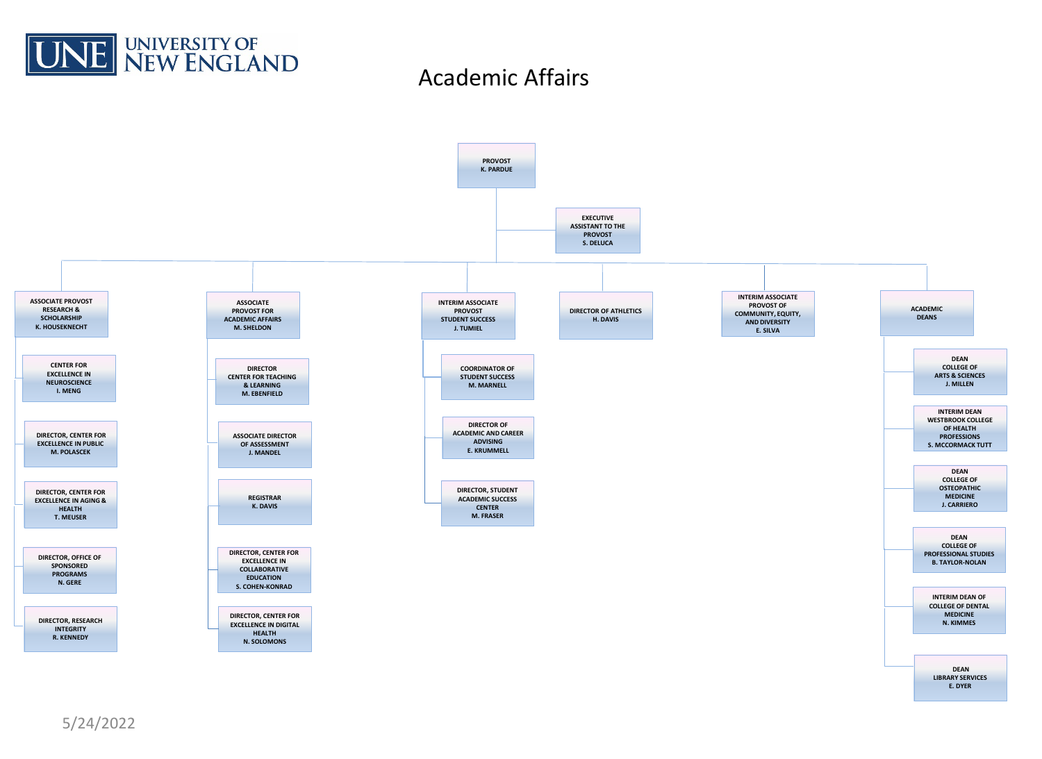# Academic Affairs

- **PROVOST** K. PARDUE
  - EXECUTIVE ASSISTANT TO THE PROVOST S. DELUCA
  - **ASSOCIATE PROVOST RESEARCH & SCHOLARSHIP** K. HOUSEKNECHT
    - CENTER FOR EXCELLENCE IN NEUROSCIENCE I. MENG
    - DIRECTOR, CENTER FOR EXCELLENCE IN PUBLIC M. POLASCEK
    - DIRECTOR, CENTER FOR EXCELLENCE IN AGING & HEALTH T. MEUSER
    - DIRECTOR, OFFICE OF SPONSORED PROGRAMS N. GERE
    - DIRECTOR, RESEARCH INTEGRITY R. KENNEDY
  - **ASSOCIATE PROVOST FOR ACADEMIC AFFAIRS** M. SHELDON
    - DIRECTOR CENTER FOR TEACHING & LEARNING M. EBENFIELD
    - ASSOCIATE DIRECTOR OF ASSESSMENT J. MANDEL
    - REGISTRAR K. DAVIS
    - DIRECTOR, CENTER FOR EXCELLENCE IN COLLABORATIVE EDUCATION S. COHEN-KONRAD
    - DIRECTOR, CENTER FOR EXCELLENCE IN DIGITAL HEALTH N. SOLOMONS
  - **INTERIM ASSOCIATE PROVOST STUDENT SUCCESS** J. TUMIEL
    - COORDINATOR OF STUDENT SUCCESS M. MARNELL
    - DIRECTOR OF ACADEMIC AND CAREER ADVISING E. KRUMMELL
    - DIRECTOR, STUDENT ACADEMIC SUCCESS CENTER M. FRASER
  - **DIRECTOR OF ATHLETICS** H. DAVIS
  - **INTERIM ASSOCIATE PROVOST OF COMMUNITY, EQUITY, AND DIVERSITY** E. SILVA
  - **ACADEMIC DEANS**
    - DEAN COLLEGE OF ARTS & SCIENCES J. MILLEN
    - INTERIM DEAN WESTBROOK COLLEGE OF HEALTH PROFESSIONS S. MCCORMACK TUTT
    - DEAN COLLEGE OF OSTEOPATHIC MEDICINE J. CARRIERO
    - DEAN COLLEGE OF PROFESSIONAL STUDIES B. TAYLOR-NOLAN
    - INTERIM DEAN OF COLLEGE OF DENTAL MEDICINE N. KIMMES
    - DEAN LIBRARY SERVICES E. DYER

5/24/2022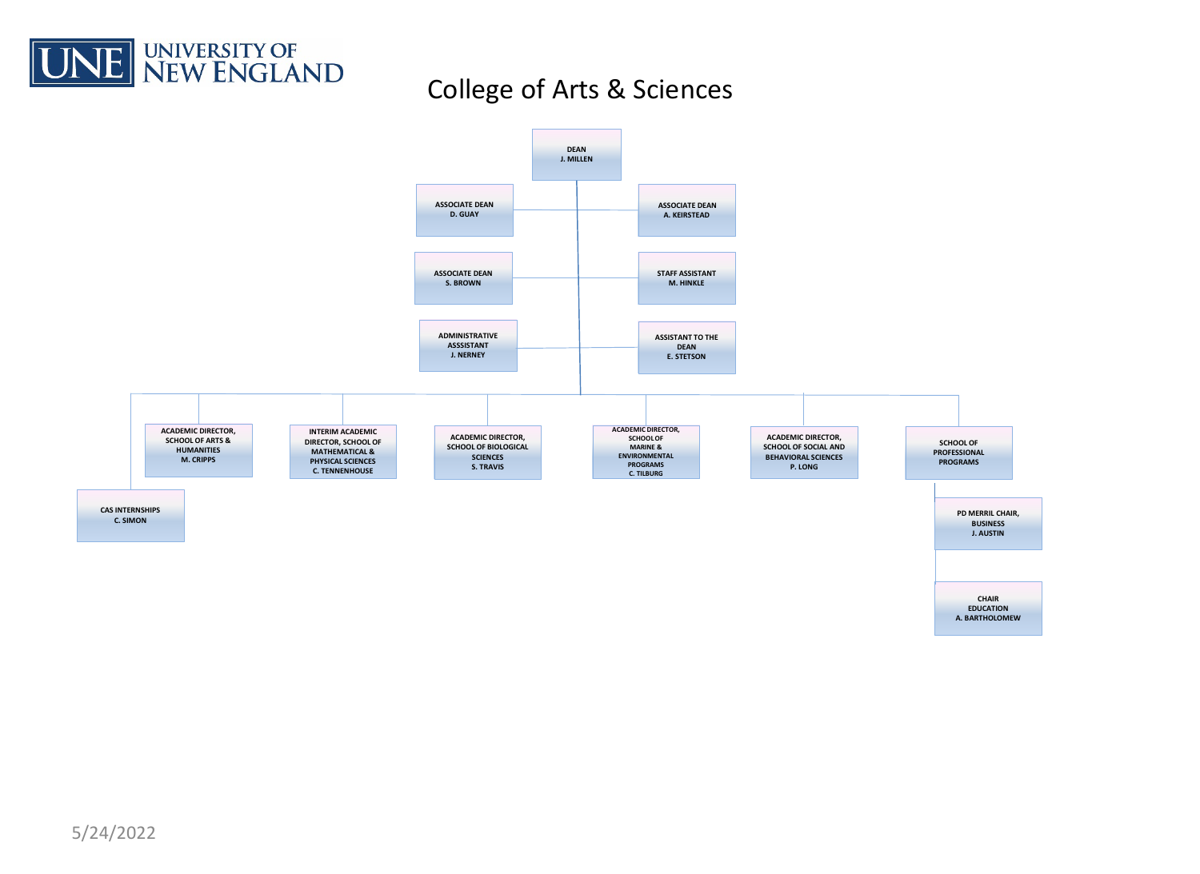# College of Arts & Sciences

- **DEAN** – J. MILLEN
  - **ASSOCIATE DEAN** – D. GUAY
  - **ASSOCIATE DEAN** – A. KEIRSTEAD
  - **ASSOCIATE DEAN** – S. BROWN
  - **STAFF ASSISTANT** – M. HINKLE
  - **ADMINISTRATIVE ASSSISTANT** – J. NERNEY
  - **ASSISTANT TO THE DEAN** – E. STETSON
  - **CAS INTERNSHIPS** – C. SIMON
  - **ACADEMIC DIRECTOR, SCHOOL OF ARTS & HUMANITIES** – M. CRIPPS
  - **INTERIM ACADEMIC DIRECTOR, SCHOOL OF MATHEMATICAL & PHYSICAL SCIENCES** – C. TENNENHOUSE
  - **ACADEMIC DIRECTOR, SCHOOL OF BIOLOGICAL SCIENCES** – S. TRAVIS
  - **ACADEMIC DIRECTOR, SCHOOL OF MARINE & ENVIRONMENTAL PROGRAMS** – C. TILBURG
  - **ACADEMIC DIRECTOR, SCHOOL OF SOCIAL AND BEHAVIORAL SCIENCES** – P. LONG
  - **SCHOOL OF PROFESSIONAL PROGRAMS**
    - **PD MERRIL CHAIR, BUSINESS** – J. AUSTIN
    - **CHAIR EDUCATION** – A. BARTHOLOMEW

5/24/2022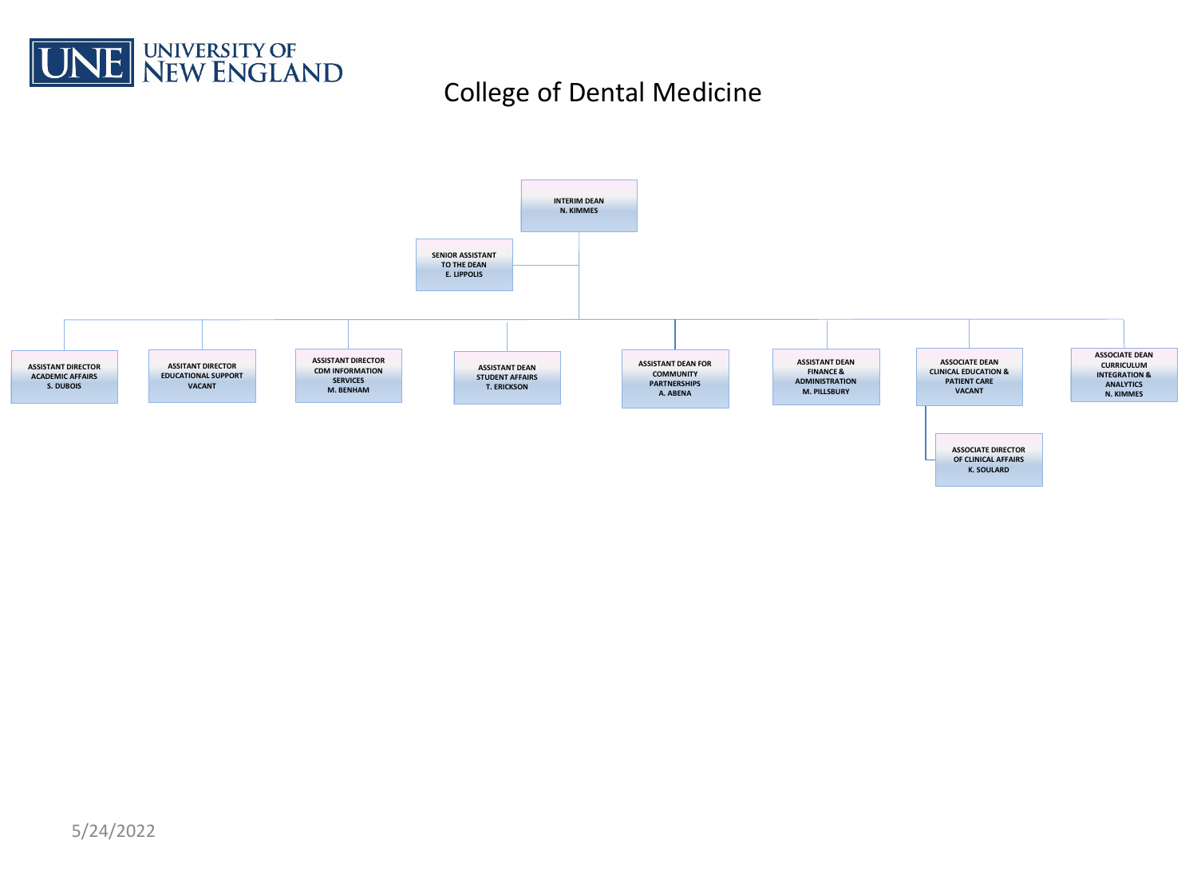UNE UNIVERSITY OF NEW ENGLAND

# College of Dental Medicine

- **INTERIM DEAN** N. KIMMES
  - **SENIOR ASSISTANT TO THE DEAN** E. LIPPOLIS
  - **ASSISTANT DIRECTOR ACADEMIC AFFAIRS** S. DUBOIS
  - **ASSITANT DIRECTOR EDUCATIONAL SUPPORT** VACANT
  - **ASSISTANT DIRECTOR CDM INFORMATION SERVICES** M. BENHAM
  - **ASSISTANT DEAN STUDENT AFFAIRS** T. ERICKSON
  - **ASSISTANT DEAN FOR COMMUNITY PARTNERSHIPS** A. ABENA
  - **ASSISTANT DEAN FINANCE & ADMINISTRATION** M. PILLSBURY
  - **ASSOCIATE DEAN CLINICAL EDUCATION & PATIENT CARE** VACANT
    - **ASSOCIATE DIRECTOR OF CLINICAL AFFAIRS** K. SOULARD
  - **ASSOCIATE DEAN CURRICULUM INTEGRATION & ANALYTICS** N. KIMMES

5/24/2022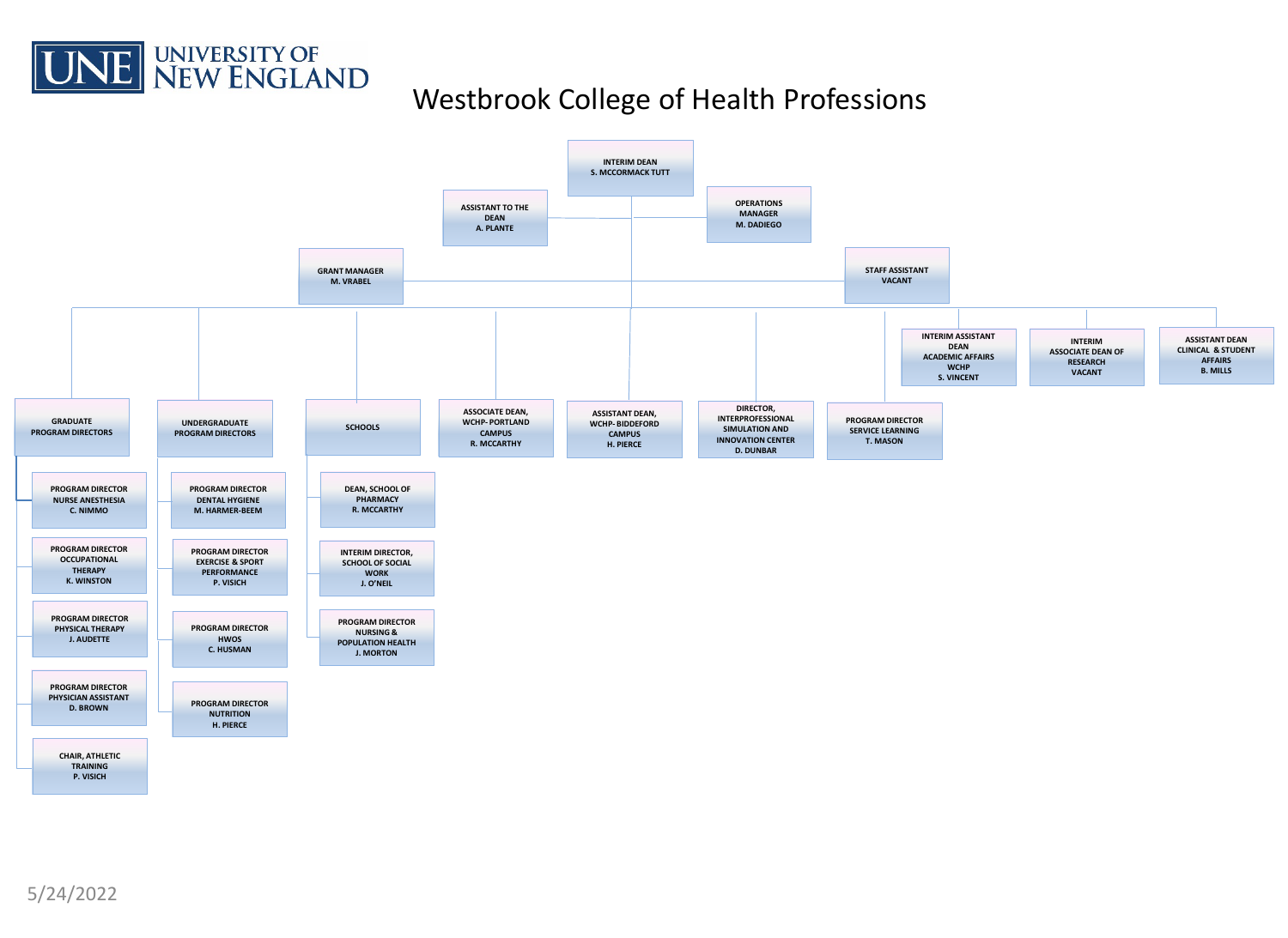UNIVERSITY OF NEW ENGLAND

# Westbrook College of Health Professions

- **INTERIM DEAN** — S. MCCORMACK TUTT
  - ASSISTANT TO THE DEAN — A. PLANTE
  - OPERATIONS MANAGER — M. DADIEGO
  - GRANT MANAGER — M. VRABEL
  - STAFF ASSISTANT — VACANT
  - **GRADUATE PROGRAM DIRECTORS**
    - PROGRAM DIRECTOR NURSE ANESTHESIA — C. NIMMO
    - PROGRAM DIRECTOR OCCUPATIONAL THERAPY — K. WINSTON
    - PROGRAM DIRECTOR PHYSICAL THERAPY — J. AUDETTE
    - PROGRAM DIRECTOR PHYSICIAN ASSISTANT — D. BROWN
    - CHAIR, ATHLETIC TRAINING — P. VISICH
  - **UNDERGRADUATE PROGRAM DIRECTORS**
    - PROGRAM DIRECTOR DENTAL HYGIENE — M. HARMER-BEEM
    - PROGRAM DIRECTOR EXERCISE & SPORT PERFORMANCE — P. VISICH
    - PROGRAM DIRECTOR HWOS — C. HUSMAN
    - PROGRAM DIRECTOR NUTRITION — H. PIERCE
  - **SCHOOLS**
    - DEAN, SCHOOL OF PHARMACY — R. MCCARTHY
    - INTERIM DIRECTOR, SCHOOL OF SOCIAL WORK — J. O'NEIL
    - PROGRAM DIRECTOR NURSING & POPULATION HEALTH — J. MORTON
  - ASSOCIATE DEAN, WCHP- PORTLAND CAMPUS — R. MCCARTHY
  - ASSISTANT DEAN, WCHP- BIDDEFORD CAMPUS — H. PIERCE
  - DIRECTOR, INTERPROFESSIONAL SIMULATION AND INNOVATION CENTER — D. DUNBAR
  - PROGRAM DIRECTOR SERVICE LEARNING — T. MASON
  - INTERIM ASSISTANT DEAN ACADEMIC AFFAIRS WCHP — S. VINCENT
  - INTERIM ASSOCIATE DEAN OF RESEARCH — VACANT
  - ASSISTANT DEAN CLINICAL & STUDENT AFFAIRS — B. MILLS

5/24/2022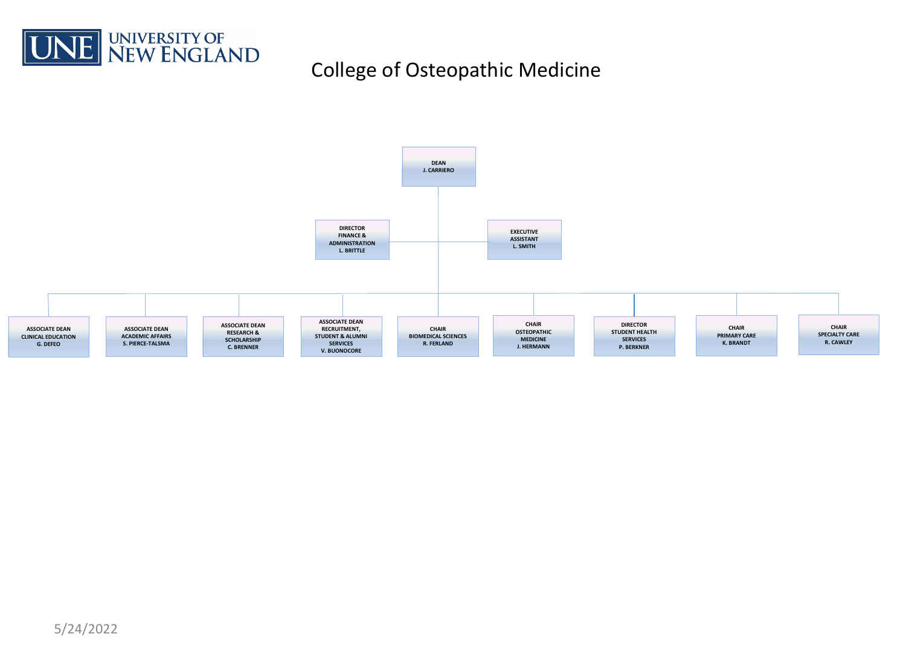UNIVERSITY OF NEW ENGLAND

# College of Osteopathic Medicine

**DEAN**
J. CARRIERO

- **DIRECTOR FINANCE & ADMINISTRATION** — L. BRITTLE
- **EXECUTIVE ASSISTANT** — L. SMITH

- **ASSOCIATE DEAN CLINICAL EDUCATION** — G. DEFEO
- **ASSOCIATE DEAN ACADEMIC AFFAIRS** — S. PIERCE-TALSMA
- **ASSOCIATE DEAN RESEARCH & SCHOLARSHIP** — C. BRENNER
- **ASSOCIATE DEAN RECRUITMENT, STUDENT & ALUMNI SERVICES** — V. BUONOCORE
- **CHAIR BIOMEDICAL SCIENCES** — R. FERLAND
- **CHAIR OSTEOPATHIC MEDICINE** — J. HERMANN
- **DIRECTOR STUDENT HEALTH SERVICES** — P. BERKNER
- **CHAIR PRIMARY CARE** — K. BRANDT
- **CHAIR SPECIALTY CARE** — R. CAWLEY

5/24/2022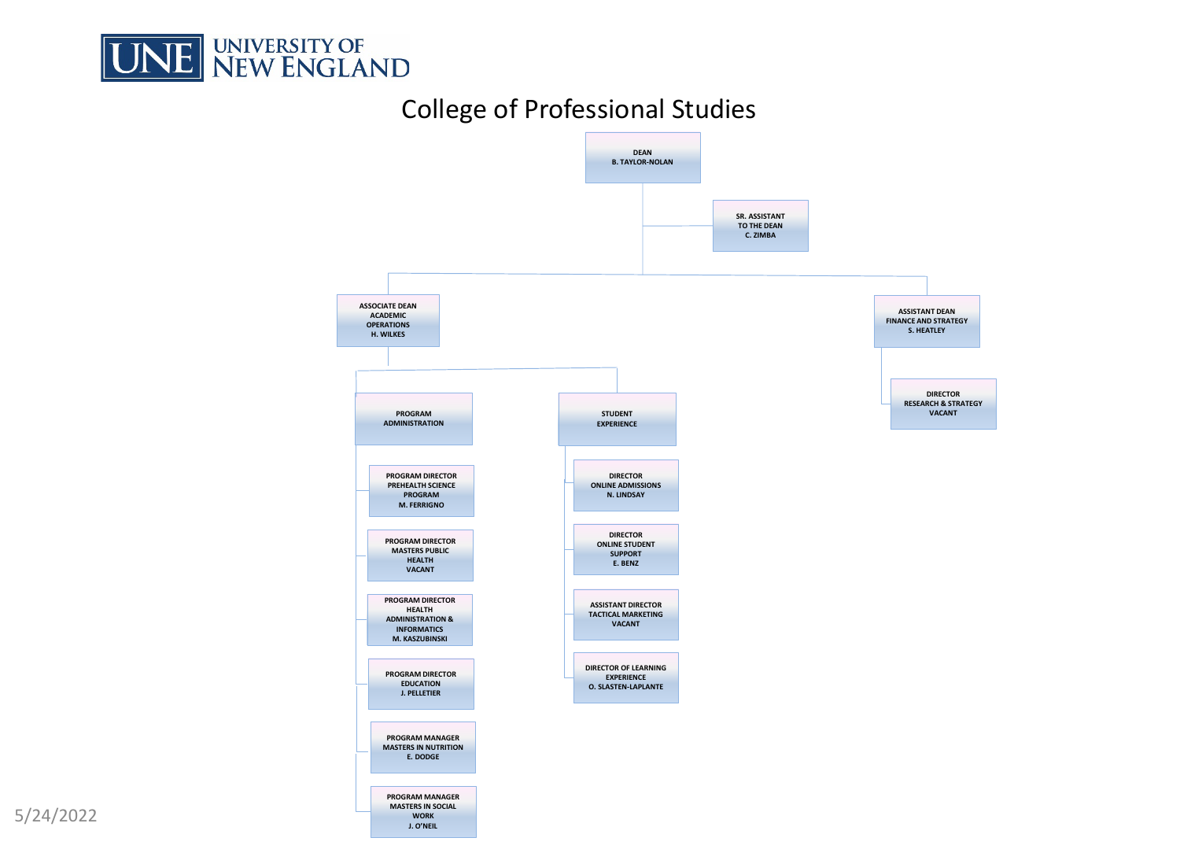UNIVERSITY OF NEW ENGLAND

# College of Professional Studies

- **DEAN** — B. TAYLOR-NOLAN
  - **SR. ASSISTANT TO THE DEAN** — C. ZIMBA
  - **ASSOCIATE DEAN ACADEMIC OPERATIONS** — H. WILKES
    - **PROGRAM ADMINISTRATION**
      - PROGRAM DIRECTOR PREHEALTH SCIENCE PROGRAM — M. FERRIGNO
      - PROGRAM DIRECTOR MASTERS PUBLIC HEALTH — VACANT
      - PROGRAM DIRECTOR HEALTH ADMINISTRATION & INFORMATICS — M. KASZUBINSKI
      - PROGRAM DIRECTOR EDUCATION — J. PELLETIER
      - PROGRAM MANAGER MASTERS IN NUTRITION — E. DODGE
      - PROGRAM MANAGER MASTERS IN SOCIAL WORK — J. O'NEIL
    - **STUDENT EXPERIENCE**
      - DIRECTOR ONLINE ADMISSIONS — N. LINDSAY
      - DIRECTOR ONLINE STUDENT SUPPORT — E. BENZ
      - ASSISTANT DIRECTOR TACTICAL MARKETING — VACANT
      - DIRECTOR OF LEARNING EXPERIENCE — O. SLASTEN-LAPLANTE
  - **ASSISTANT DEAN FINANCE AND STRATEGY** — S. HEATLEY
    - DIRECTOR RESEARCH & STRATEGY — VACANT

5/24/2022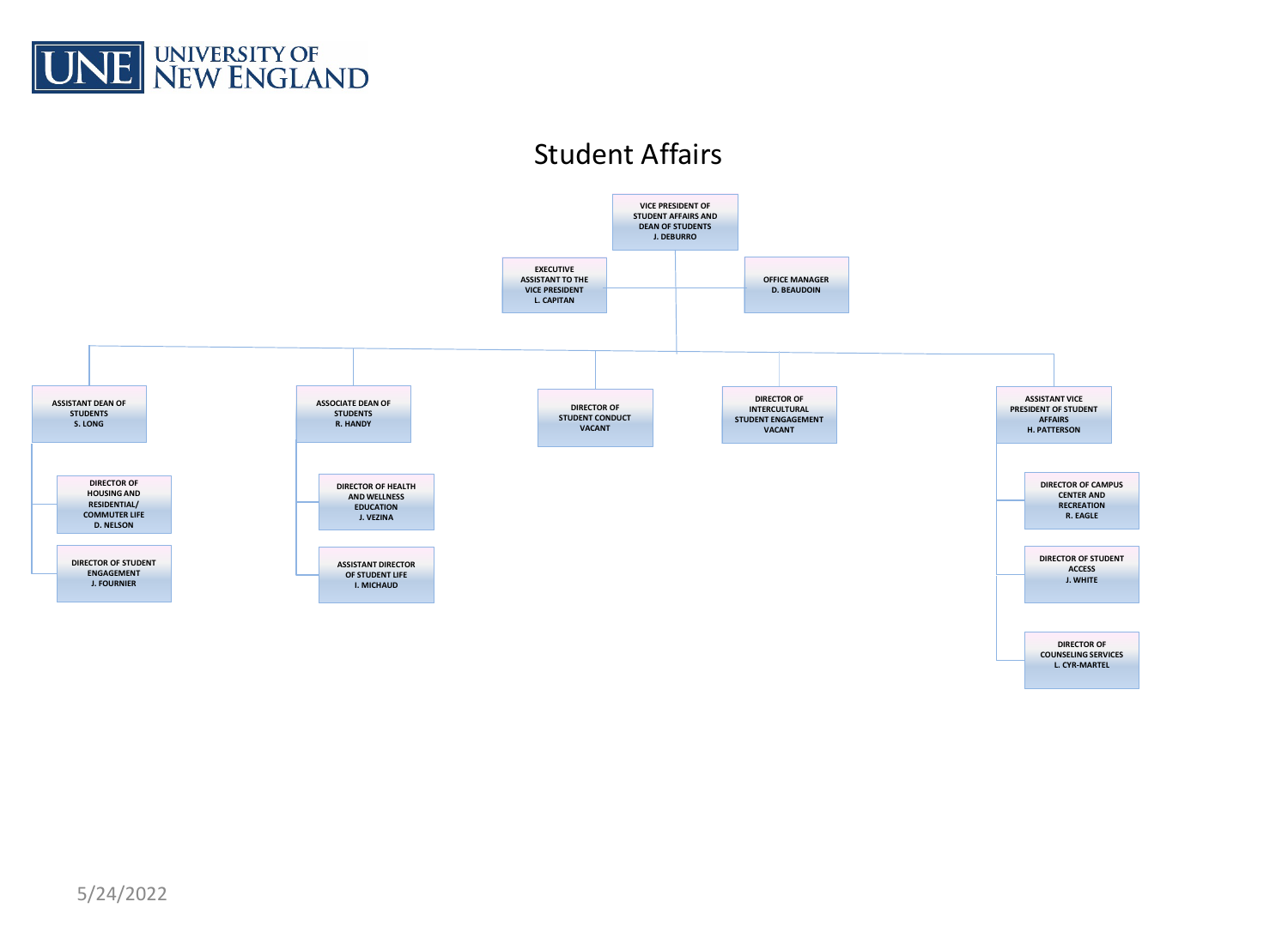# Student Affairs

- **VICE PRESIDENT OF STUDENT AFFAIRS AND DEAN OF STUDENTS** — J. DEBURRO
  - **EXECUTIVE ASSISTANT TO THE VICE PRESIDENT** — L. CAPITAN
  - **OFFICE MANAGER** — D. BEAUDOIN
  - **ASSISTANT DEAN OF STUDENTS** — S. LONG
    - **DIRECTOR OF HOUSING AND RESIDENTIAL/ COMMUTER LIFE** — D. NELSON
    - **DIRECTOR OF STUDENT ENGAGEMENT** — J. FOURNIER
  - **ASSOCIATE DEAN OF STUDENTS** — R. HANDY
    - **DIRECTOR OF HEALTH AND WELLNESS EDUCATION** — J. VEZINA
    - **ASSISTANT DIRECTOR OF STUDENT LIFE** — I. MICHAUD
  - **DIRECTOR OF STUDENT CONDUCT** — VACANT
  - **DIRECTOR OF INTERCULTURAL STUDENT ENGAGEMENT** — VACANT
  - **ASSISTANT VICE PRESIDENT OF STUDENT AFFAIRS** — H. PATTERSON
    - **DIRECTOR OF CAMPUS CENTER AND RECREATION** — R. EAGLE
    - **DIRECTOR OF STUDENT ACCESS** — J. WHITE
    - **DIRECTOR OF COUNSELING SERVICES** — L. CYR-MARTEL

5/24/2022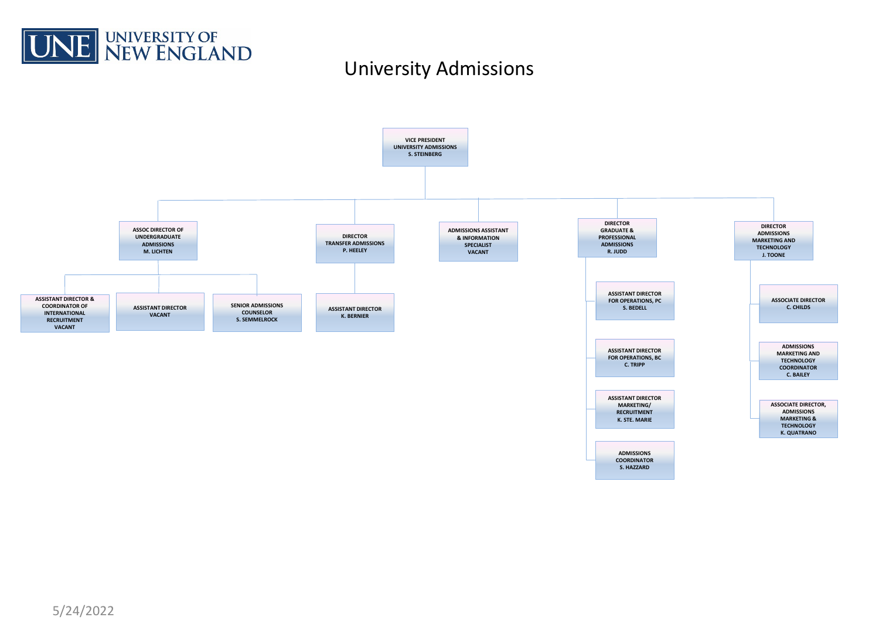# University Admissions

- **VICE PRESIDENT UNIVERSITY ADMISSIONS** – S. STEINBERG
  - **ASSOC DIRECTOR OF UNDERGRADUATE ADMISSIONS** – M. LICHTEN
    - ASSISTANT DIRECTOR & COORDINATOR OF INTERNATIONAL RECRUITMENT – VACANT
    - ASSISTANT DIRECTOR – VACANT
    - SENIOR ADMISSIONS COUNSELOR – S. SEMMELROCK
  - **DIRECTOR TRANSFER ADMISSIONS** – P. HEELEY
    - ASSISTANT DIRECTOR – K. BERNIER
  - **ADMISSIONS ASSISTANT & INFORMATION SPECIALIST** – VACANT
  - **DIRECTOR GRADUATE & PROFESSIONAL ADMISSIONS** – R. JUDD
    - ASSISTANT DIRECTOR FOR OPERATIONS, PC – S. BEDELL
    - ASSISTANT DIRECTOR FOR OPERATIONS, BC – C. TRIPP
    - ASSISTANT DIRECTOR MARKETING/ RECRUITMENT – K. STE. MARIE
    - ADMISSIONS COORDINATOR – S. HAZZARD
  - **DIRECTOR ADMISSIONS MARKETING AND TECHNOLOGY** – J. TOONE
    - ASSOCIATE DIRECTOR – C. CHILDS
    - ADMISSIONS MARKETING AND TECHNOLOGY COORDINATOR – C. BAILEY
    - ASSOCIATE DIRECTOR, ADMISSIONS MARKETING & TECHNOLOGY – K. QUATRANO

5/24/2022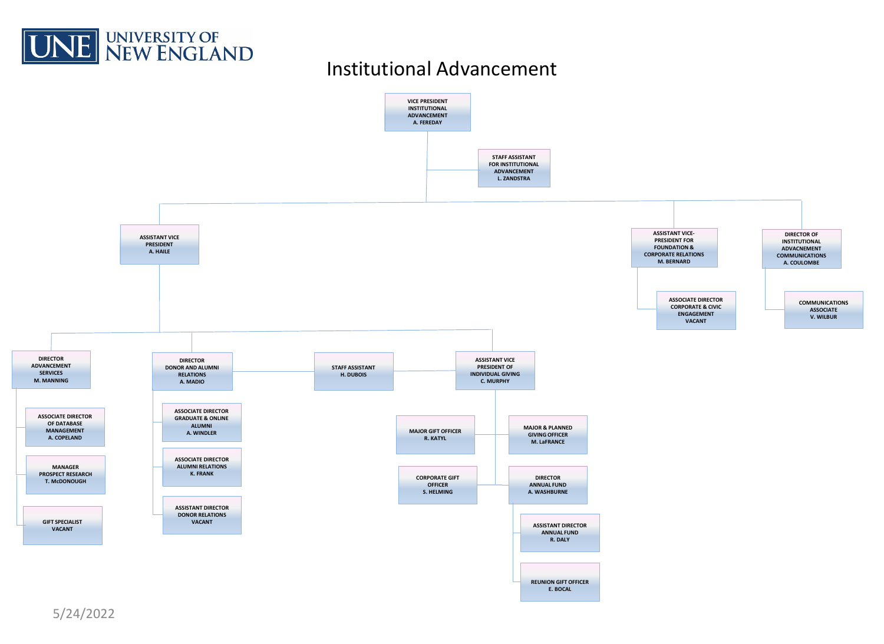# Institutional Advancement

- **VICE PRESIDENT INSTITUTIONAL ADVANCEMENT** — A. FEREDAY
  - **STAFF ASSISTANT FOR INSTITUTIONAL ADVANCEMENT** — L. ZANDSTRA
  - **ASSISTANT VICE PRESIDENT** — A. HAILE
    - **DIRECTOR ADVANCEMENT SERVICES** — M. MANNING
      - ASSOCIATE DIRECTOR OF DATABASE MANAGEMENT — A. COPELAND
      - MANAGER PROSPECT RESEARCH — T. McDONOUGH
      - GIFT SPECIALIST — VACANT
    - **DIRECTOR DONOR AND ALUMNI RELATIONS** — A. MADIO
      - ASSOCIATE DIRECTOR GRADUATE & ONLINE ALUMNI — A. WINDLER
      - ASSOCIATE DIRECTOR ALUMNI RELATIONS — K. FRANK
      - ASSISTANT DIRECTOR DONOR RELATIONS — VACANT
    - **STAFF ASSISTANT** — H. DUBOIS
    - **ASSISTANT VICE PRESIDENT OF INDIVIDUAL GIVING** — C. MURPHY
      - MAJOR GIFT OFFICER — R. KATYL
      - MAJOR & PLANNED GIVING OFFICER — M. LaFRANCE
      - CORPORATE GIFT OFFICER — S. HELMING
      - DIRECTOR ANNUAL FUND — A. WASHBURNE
        - ASSISTANT DIRECTOR ANNUAL FUND — R. DALY
        - REUNION GIFT OFFICER — E. BOCAL
  - **ASSISTANT VICE-PRESIDENT FOR FOUNDATION & CORPORATE RELATIONS** — M. BERNARD
    - ASSOCIATE DIRECTOR CORPORATE & CIVIC ENGAGEMENT — VACANT
  - **DIRECTOR OF INSTITUTIONAL ADVACNEMENT COMMUNICATIONS** — A. COULOMBE
    - COMMUNICATIONS ASSOCIATE — V. WILBUR

5/24/2022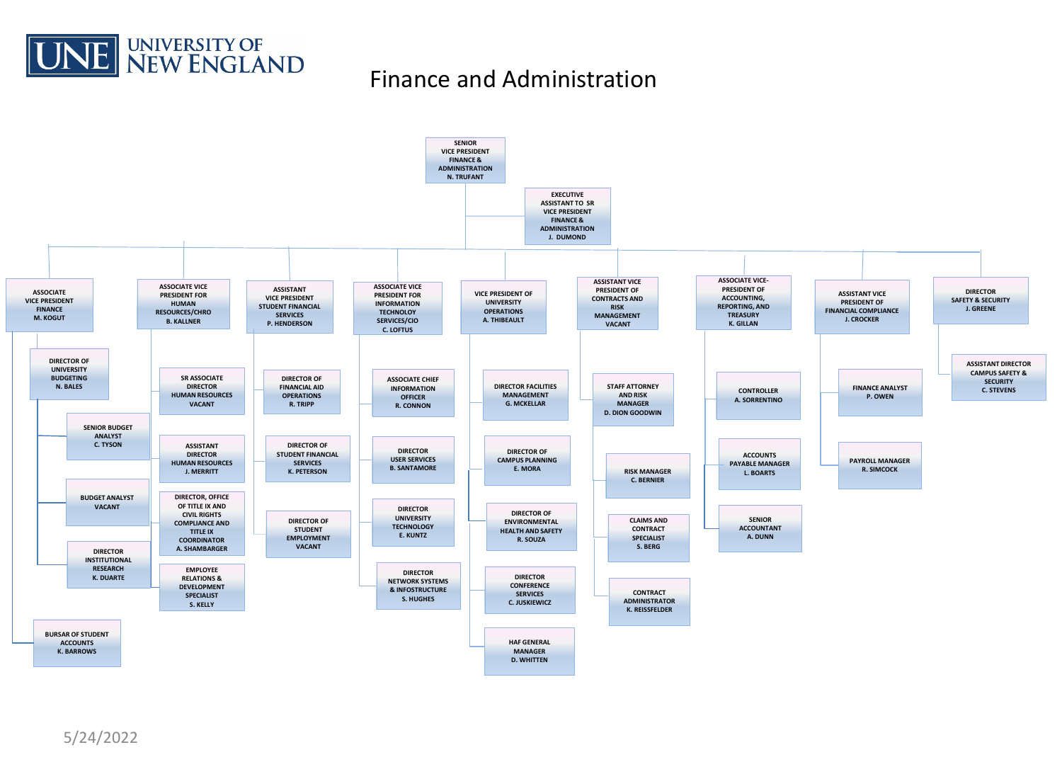UNE University of New England

# Finance and Administration

- **SENIOR VICE PRESIDENT FINANCE & ADMINISTRATION** — N. TRUFANT
  - EXECUTIVE ASSISTANT TO SR VICE PRESIDENT FINANCE & ADMINISTRATION — J. DUMOND
  - **ASSOCIATE VICE PRESIDENT FINANCE** — M. KOGUT
    - DIRECTOR OF UNIVERSITY BUDGETING — N. BALES
      - SENIOR BUDGET ANALYST — C. TYSON
      - BUDGET ANALYST — VACANT
      - DIRECTOR INSTITUTIONAL RESEARCH — K. DUARTE
    - BURSAR OF STUDENT ACCOUNTS — K. BARROWS
  - **ASSOCIATE VICE PRESIDENT FOR HUMAN RESOURCES/CHRO** — B. KALLNER
    - SR ASSOCIATE DIRECTOR HUMAN RESOURCES — VACANT
    - ASSISTANT DIRECTOR HUMAN RESOURCES — J. MERRITT
    - DIRECTOR, OFFICE OF TITLE IX AND CIVIL RIGHTS COMPLIANCE AND TITLE IX COORDINATOR — A. SHAMBARGER
    - EMPLOYEE RELATIONS & DEVELOPMENT SPECIALIST — S. KELLY
  - **ASSISTANT VICE PRESIDENT STUDENT FINANCIAL SERVICES** — P. HENDERSON
    - DIRECTOR OF FINANCIAL AID OPERATIONS — R. TRIPP
    - DIRECTOR OF STUDENT FINANCIAL SERVICES — K. PETERSON
    - DIRECTOR OF STUDENT EMPLOYMENT — VACANT
  - **ASSOCIATE VICE PRESIDENT FOR INFORMATION TECHNOLOGY SERVICES/CIO** — C. LOFTUS
    - ASSOCIATE CHIEF INFORMATION OFFICER — R. CONNON
    - DIRECTOR USER SERVICES — B. SANTAMORE
    - DIRECTOR UNIVERSITY TECHNOLOGY — E. KUNTZ
    - DIRECTOR NETWORK SYSTEMS & INFOSTRUCTURE — S. HUGHES
  - **VICE PRESIDENT OF UNIVERSITY OPERATIONS** — A. THIBEAULT
    - DIRECTOR FACILITIES MANAGEMENT — G. MCKELLAR
    - DIRECTOR OF CAMPUS PLANNING — E. MORA
    - DIRECTOR OF ENVIRONMENTAL HEALTH AND SAFETY — R. SOUZA
    - DIRECTOR CONFERENCE SERVICES — C. JUSKIEWICZ
    - HAF GENERAL MANAGER — D. WHITTEN
  - **ASSISTANT VICE PRESIDENT OF CONTRACTS AND RISK MANAGEMENT** — VACANT
    - STAFF ATTORNEY AND RISK MANAGER — D. DION GOODWIN
      - RISK MANAGER — C. BERNIER
      - CLAIMS AND CONTRACT SPECIALIST — S. BERG
      - CONTRACT ADMINISTRATOR — K. REISSFELDER
  - **ASSOCIATE VICE-PRESIDENT OF ACCOUNTING, REPORTING, AND TREASURY** — K. GILLAN
    - CONTROLLER — A. SORRENTINO
    - ACCOUNTS PAYABLE MANAGER — L. BOARTS
    - SENIOR ACCOUNTANT — A. DUNN
  - **ASSISTANT VICE PRESIDENT OF FINANCIAL COMPLIANCE** — J. CROCKER
    - FINANCE ANALYST — P. OWEN
    - PAYROLL MANAGER — R. SIMCOCK
  - **DIRECTOR SAFETY & SECURITY** — J. GREENE
    - ASSISTANT DIRECTOR CAMPUS SAFETY & SECURITY — C. STEVENS

5/24/2022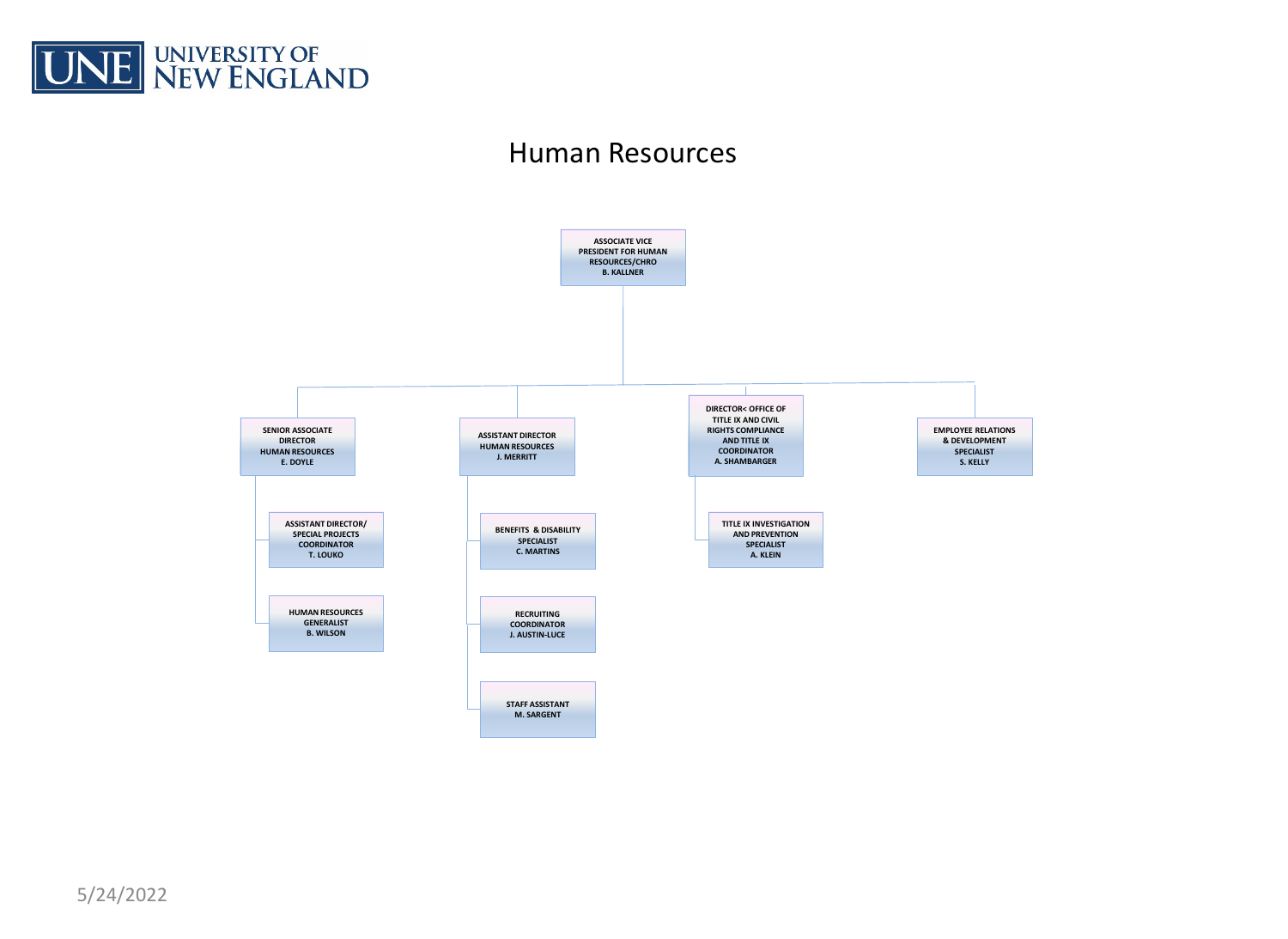UNE UNIVERSITY OF NEW ENGLAND

# Human Resources

- **ASSOCIATE VICE PRESIDENT FOR HUMAN RESOURCES/CHRO** — B. KALLNER
  - **SENIOR ASSOCIATE DIRECTOR HUMAN RESOURCES** — E. DOYLE
    - ASSISTANT DIRECTOR/ SPECIAL PROJECTS COORDINATOR — T. LOUKO
    - HUMAN RESOURCES GENERALIST — B. WILSON
  - **ASSISTANT DIRECTOR HUMAN RESOURCES** — J. MERRITT
    - BENEFITS & DISABILITY SPECIALIST — C. MARTINS
    - RECRUITING COORDINATOR — J. AUSTIN-LUCE
    - STAFF ASSISTANT — M. SARGENT
  - **DIRECTOR< OFFICE OF TITLE IX AND CIVIL RIGHTS COMPLIANCE AND TITLE IX COORDINATOR** — A. SHAMBARGER
    - TITLE IX INVESTIGATION AND PREVENTION SPECIALIST — A. KLEIN
  - **EMPLOYEE RELATIONS & DEVELOPMENT SPECIALIST** — S. KELLY

5/24/2022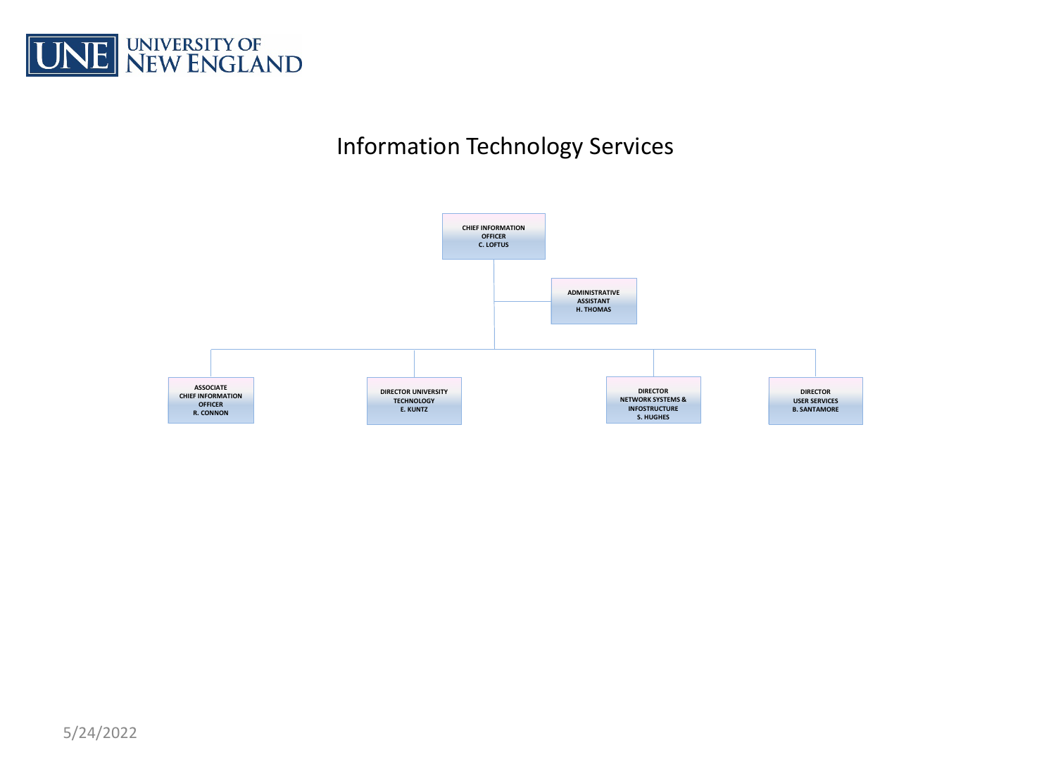UNE UNIVERSITY OF NEW ENGLAND

# Information Technology Services

**CHIEF INFORMATION OFFICER**
**C. LOFTUS**

- **ADMINISTRATIVE ASSISTANT** — **H. THOMAS**
- **ASSOCIATE CHIEF INFORMATION OFFICER** — **R. CONNON**
- **DIRECTOR UNIVERSITY TECHNOLOGY** — **E. KUNTZ**
- **DIRECTOR NETWORK SYSTEMS & INFOSTRUCTURE** — **S. HUGHES**
- **DIRECTOR USER SERVICES** — **B. SANTAMORE**

5/24/2022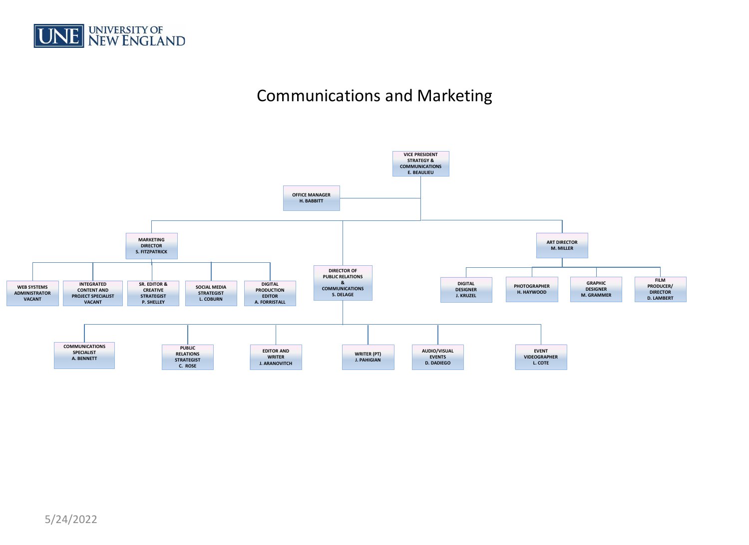# Communications and Marketing

- **VICE PRESIDENT STRATEGY & COMMUNICATIONS** — E. BEAULIEU
  - **OFFICE MANAGER** — H. BABBITT
  - **MARKETING DIRECTOR** — S. FITZPATRICK
    - WEB SYSTEMS ADMINISTRATOR — VACANT
    - INTEGRATED CONTENT AND PROJECT SPECIALIST — VACANT
    - SR. EDITOR & CREATIVE STRATEGIST — P. SHELLEY
    - SOCIAL MEDIA STRATEGIST — L. COBURN
    - DIGITAL PRODUCTION EDITOR — A. FORRISTALL
  - **DIRECTOR OF PUBLIC RELATIONS & COMMUNICATIONS** — S. DELAGE
    - COMMUNICATIONS SPECIALIST — A. BENNETT
    - PUBLIC RELATIONS STRATEGIST — C. ROSE
    - EDITOR AND WRITER — J. ARANOVITCH
    - WRITER (PT) — J. PAHIGIAN
    - AUDIO/VISUAL EVENTS — D. DADIEGO
    - EVENT VIDEOGRAPHER — L. COTE
  - **ART DIRECTOR** — M. MILLER
    - DIGITAL DESIGNER — J. KRUZEL
    - PHOTOGRAPHER — H. HAYWOOD
    - GRAPHIC DESIGNER — M. GRAMMER
    - FILM PRODUCER/DIRECTOR — D. LAMBERT

5/24/2022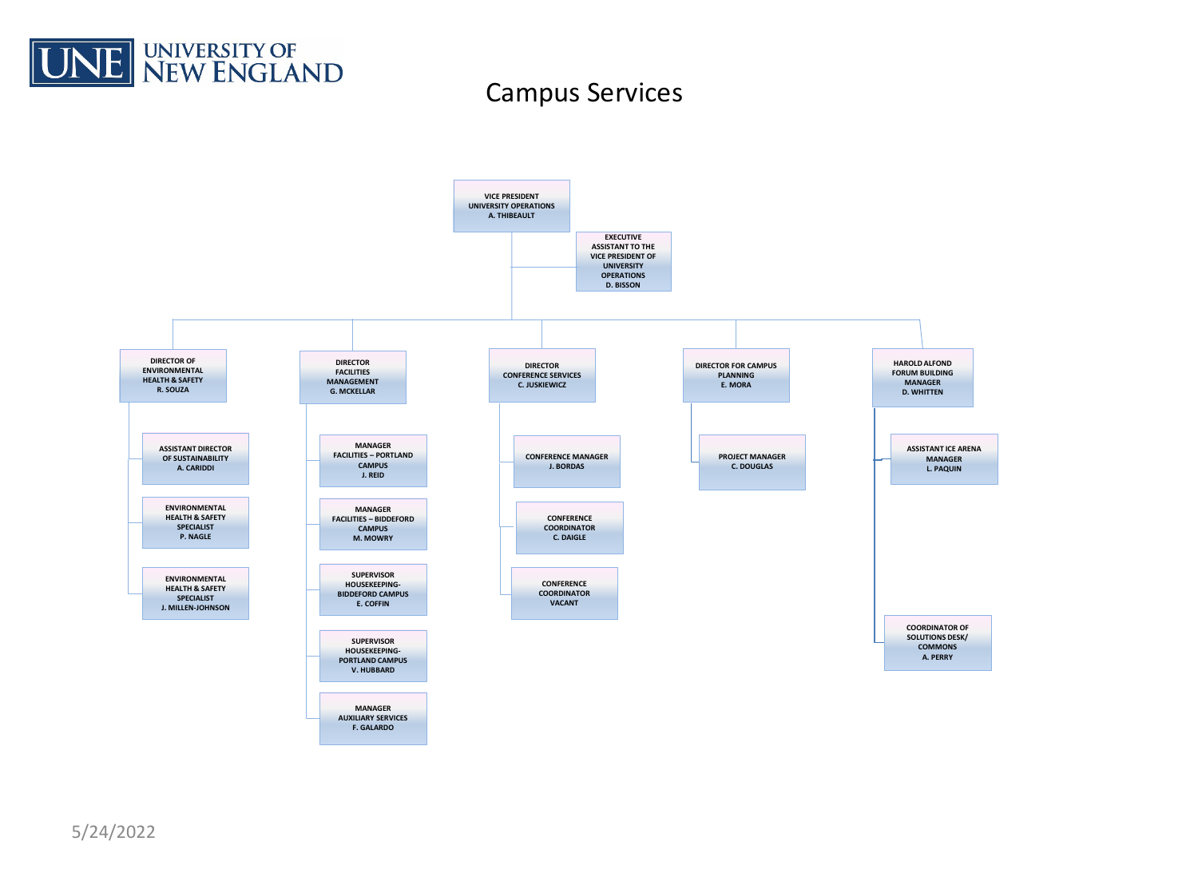UNE UNIVERSITY OF NEW ENGLAND

# Campus Services

- **VICE PRESIDENT UNIVERSITY OPERATIONS** — A. THIBEAULT
  - **EXECUTIVE ASSISTANT TO THE VICE PRESIDENT OF UNIVERSITY OPERATIONS** — D. BISSON
  - **DIRECTOR OF ENVIRONMENTAL HEALTH & SAFETY** — R. SOUZA
    - ASSISTANT DIRECTOR OF SUSTAINABILITY — A. CARIDDI
    - ENVIRONMENTAL HEALTH & SAFETY SPECIALIST — P. NAGLE
    - ENVIRONMENTAL HEALTH & SAFETY SPECIALIST — J. MILLEN-JOHNSON
  - **DIRECTOR FACILITIES MANAGEMENT** — G. MCKELLAR
    - MANAGER FACILITIES – PORTLAND CAMPUS — J. REID
    - MANAGER FACILITIES – BIDDEFORD CAMPUS — M. MOWRY
    - SUPERVISOR HOUSEKEEPING- BIDDEFORD CAMPUS — E. COFFIN
    - SUPERVISOR HOUSEKEEPING- PORTLAND CAMPUS — V. HUBBARD
    - MANAGER AUXILIARY SERVICES — F. GALARDO
  - **DIRECTOR CONFERENCE SERVICES** — C. JUSKIEWICZ
    - CONFERENCE MANAGER — J. BORDAS
    - CONFERENCE COORDINATOR — C. DAIGLE
    - CONFERENCE COORDINATOR — VACANT
  - **DIRECTOR FOR CAMPUS PLANNING** — E. MORA
    - PROJECT MANAGER — C. DOUGLAS
  - **HAROLD ALFOND FORUM BUILDING MANAGER** — D. WHITTEN
    - ASSISTANT ICE ARENA MANAGER — L. PAQUIN
    - COORDINATOR OF SOLUTIONS DESK/ COMMONS — A. PERRY

5/24/2022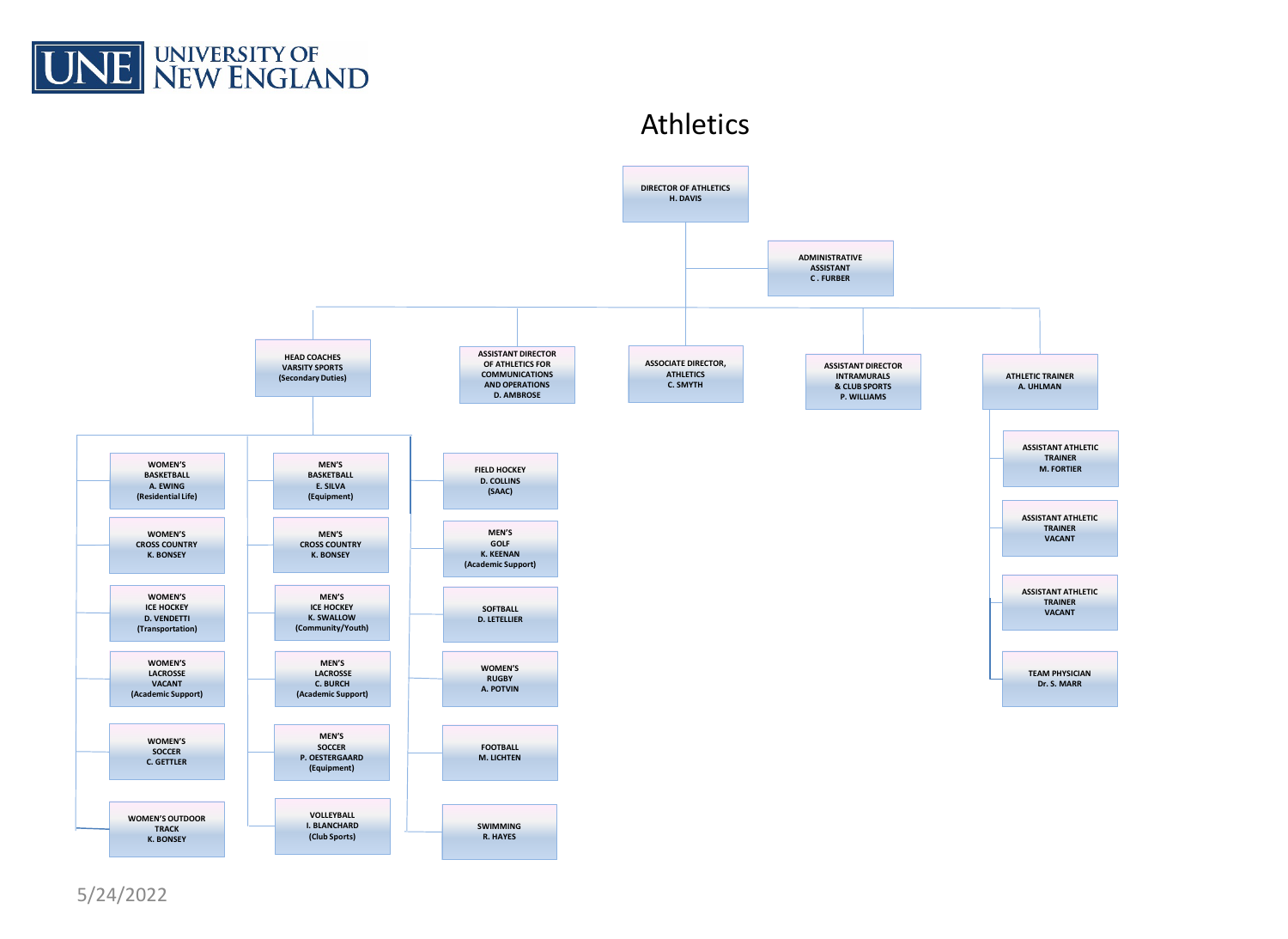# Athletics

**DIRECTOR OF ATHLETICS**
H. DAVIS

- **ADMINISTRATIVE ASSISTANT** – C . FURBER
- **HEAD COACHES VARSITY SPORTS** (Secondary Duties)
  - WOMEN'S BASKETBALL – A. EWING (Residential Life)
  - WOMEN'S CROSS COUNTRY – K. BONSEY
  - WOMEN'S ICE HOCKEY – D. VENDETTI (Transportation)
  - WOMEN'S LACROSSE – VACANT (Academic Support)
  - WOMEN'S SOCCER – C. GETTLER
  - WOMEN'S OUTDOOR TRACK – K. BONSEY
  - MEN'S BASKETBALL – E. SILVA (Equipment)
  - MEN'S CROSS COUNTRY – K. BONSEY
  - MEN'S ICE HOCKEY – K. SWALLOW (Community/Youth)
  - MEN'S LACROSSE – C. BURCH (Academic Support)
  - MEN'S SOCCER – P. OESTERGAARD (Equipment)
  - VOLLEYBALL – I. BLANCHARD (Club Sports)
  - FIELD HOCKEY – D. COLLINS (SAAC)
  - MEN'S GOLF – K. KEENAN (Academic Support)
  - SOFTBALL – D. LETELLIER
  - WOMEN'S RUGBY – A. POTVIN
  - FOOTBALL – M. LICHTEN
  - SWIMMING – R. HAYES
- **ASSISTANT DIRECTOR OF ATHLETICS FOR COMMUNICATIONS AND OPERATIONS** – D. AMBROSE
- **ASSOCIATE DIRECTOR, ATHLETICS** – C. SMYTH
- **ASSISTANT DIRECTOR INTRAMURALS & CLUB SPORTS** – P. WILLIAMS
- **ATHLETIC TRAINER** – A. UHLMAN
  - ASSISTANT ATHLETIC TRAINER – M. FORTIER
  - ASSISTANT ATHLETIC TRAINER – VACANT
  - ASSISTANT ATHLETIC TRAINER – VACANT
  - TEAM PHYSICIAN – Dr. S. MARR

5/24/2022